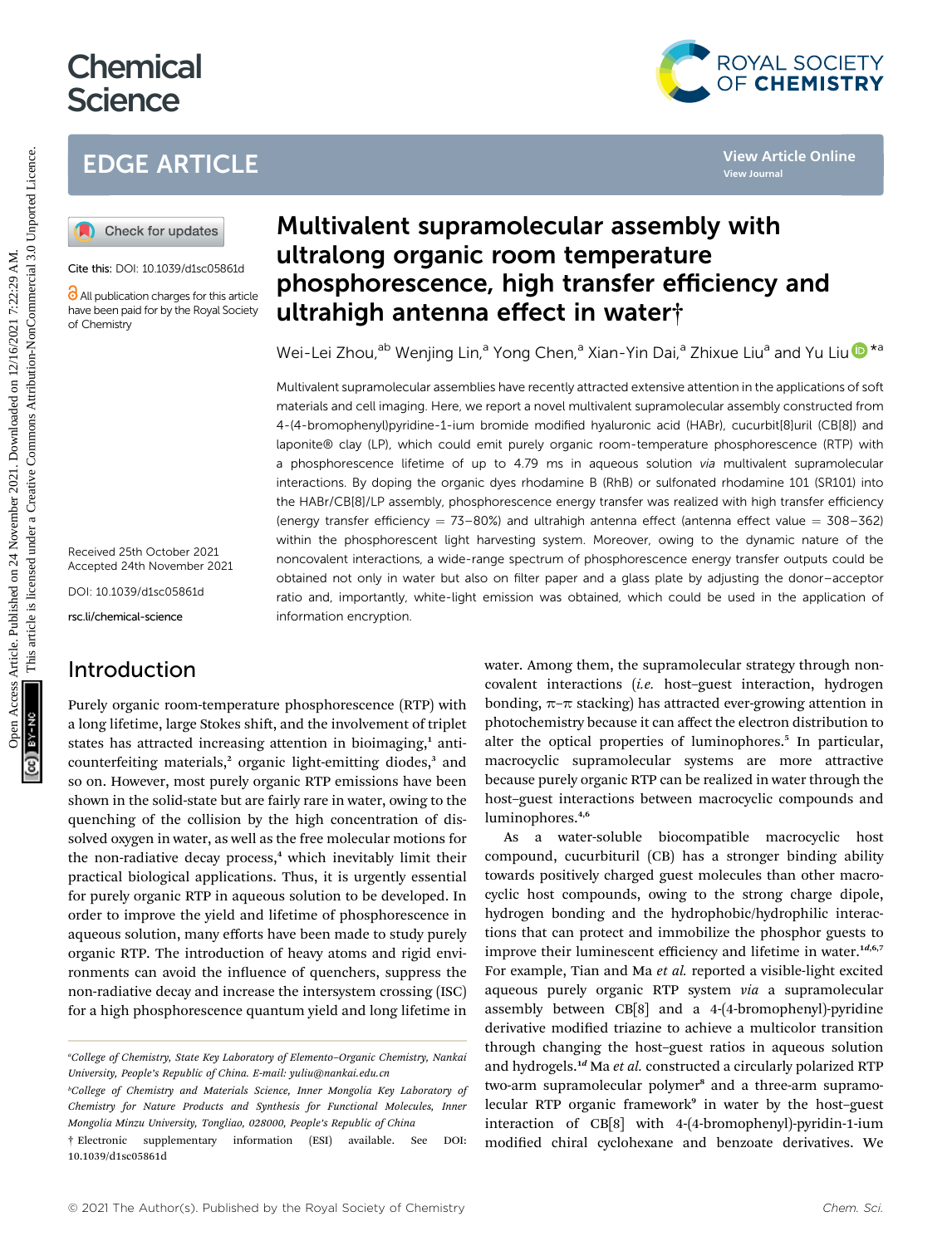# Multivalent supramolecular assembly with ultralong organic room temperature phosphorescence, high transfer efficiency and ultrahigh antenna effect in water†

Wei-Lei Zhou,[ab] Wenjing Lin,[a] Yong Chen,[a] Xian-Yin Dai,[a] Zhixue Liu[a] and Yu Liu*[a]

Cite this: DOI: 10.1039/d1sc05861d

All publication charges for this article have been paid for by the Royal Society of Chemistry

Received 25th October 2021
Accepted 24th November 2021

DOI: 10.1039/d1sc05861d

rsc.li/chemical-science

Multivalent supramolecular assemblies have recently attracted extensive attention in the applications of soft materials and cell imaging. Here, we report a novel multivalent supramolecular assembly constructed from 4-(4-bromophenyl)pyridine-1-ium bromide modified hyaluronic acid (HABr), cucurbit[8]uril (CB[8]) and laponite® clay (LP), which could emit purely organic room-temperature phosphorescence (RTP) with a phosphorescence lifetime of up to 4.79 ms in aqueous solution *via* multivalent supramolecular interactions. By doping the organic dyes rhodamine B (RhB) or sulfonated rhodamine 101 (SR101) into the HABr/CB[8]/LP assembly, phosphorescence energy transfer was realized with high transfer efficiency (energy transfer efficiency = 73–80%) and ultrahigh antenna effect (antenna effect value = 308–362) within the phosphorescent light harvesting system. Moreover, owing to the dynamic nature of the noncovalent interactions, a wide-range spectrum of phosphorescence energy transfer outputs could be obtained not only in water but also on filter paper and a glass plate by adjusting the donor–acceptor ratio and, importantly, white-light emission was obtained, which could be used in the application of information encryption.

## Introduction

Purely organic room-temperature phosphorescence (RTP) with a long lifetime, large Stokes shift, and the involvement of triplet states has attracted increasing attention in bioimaging,[1] anti-counterfeiting materials,[2] organic light-emitting diodes,[3] and so on. However, most purely organic RTP emissions have been shown in the solid-state but are fairly rare in water, owing to the quenching of the collision by the high concentration of dissolved oxygen in water, as well as the free molecular motions for the non-radiative decay process,[4] which inevitably limit their practical biological applications. Thus, it is urgently essential for purely organic RTP in aqueous solution to be developed. In order to improve the yield and lifetime of phosphorescence in aqueous solution, many efforts have been made to study purely organic RTP. The introduction of heavy atoms and rigid environments can avoid the influence of quenchers, suppress the non-radiative decay and increase the intersystem crossing (ISC) for a high phosphorescence quantum yield and long lifetime in water. Among them, the supramolecular strategy through non-covalent interactions (*i.e.* host–guest interaction, hydrogen bonding, π–π stacking) has attracted ever-growing attention in photochemistry because it can affect the electron distribution to alter the optical properties of luminophores.[5] In particular, macrocyclic supramolecular systems are more attractive because purely organic RTP can be realized in water through the host–guest interactions between macrocyclic compounds and luminophores.[4,6]

As a water-soluble biocompatible macrocyclic host compound, cucurbituril (CB) has a stronger binding ability towards positively charged guest molecules than other macrocyclic host compounds, owing to the strong charge dipole, hydrogen bonding and the hydrophobic/hydrophilic interactions that can protect and immobilize the phosphor guests to improve their luminescent efficiency and lifetime in water.[1d,6,7] For example, Tian and Ma *et al.* reported a visible-light excited aqueous purely organic RTP system *via* a supramolecular assembly between CB[8] and a 4-(4-bromophenyl)-pyridine derivative modified triazine to achieve a multicolor transition through changing the host–guest ratios in aqueous solution and hydrogels.[1d] Ma *et al.* constructed a circularly polarized RTP two-arm supramolecular polymer[8] and a three-arm supramolecular RTP organic framework[9] in water by the host–guest interaction of CB[8] with 4-(4-bromophenyl)-pyridin-1-ium modified chiral cyclohexane and benzoate derivatives. We

---

[a] College of Chemistry, State Key Laboratory of Elemento–Organic Chemistry, Nankai University, People's Republic of China. E-mail: yuliu@nankai.edu.cn

[b] College of Chemistry and Materials Science, Inner Mongolia Key Laboratory of Chemistry for Nature Products and Synthesis for Functional Molecules, Inner Mongolia Minzu University, Tongliao, 028000, People's Republic of China

† Electronic supplementary information (ESI) available. See DOI: 10.1039/d1sc05861d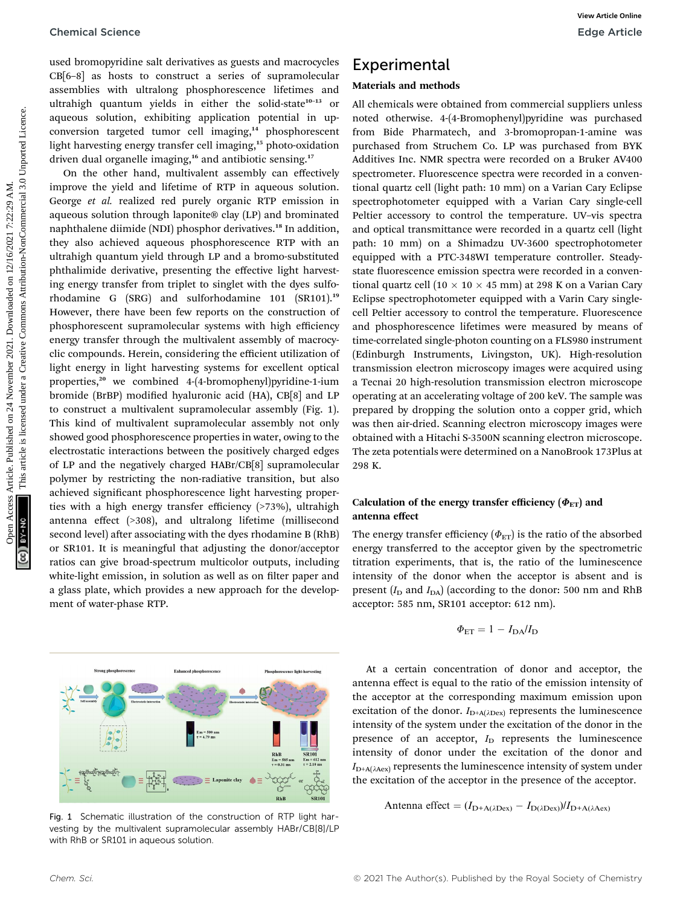used bromopyridine salt derivatives as guests and macrocycles CB[6–8] as hosts to construct a series of supramolecular assemblies with ultralong phosphorescence lifetimes and ultrahigh quantum yields in either the solid-state[10–13] or aqueous solution, exhibiting application potential in upconversion targeted tumor cell imaging,[14] phosphorescent light harvesting energy transfer cell imaging,[15] photo-oxidation driven dual organelle imaging,[16] and antibiotic sensing.[17]

On the other hand, multivalent assembly can effectively improve the yield and lifetime of RTP in aqueous solution. George *et al.* realized red purely organic RTP emission in aqueous solution through laponite® clay (LP) and brominated naphthalene diimide (NDI) phosphor derivatives.[18] In addition, they also achieved aqueous phosphorescence RTP with an ultrahigh quantum yield through LP and a bromo-substituted phthalimide derivative, presenting the effective light harvesting energy transfer from triplet to singlet with the dyes sulforhodamine G (SRG) and sulforhodamine 101 (SR101).[19] However, there have been few reports on the construction of phosphorescent supramolecular systems with high efficiency energy transfer through the multivalent assembly of macrocyclic compounds. Herein, considering the efficient utilization of light energy in light harvesting systems for excellent optical properties,[20] we combined 4-(4-bromophenyl)pyridine-1-ium bromide (BrBP) modified hyaluronic acid (HA), CB[8] and LP to construct a multivalent supramolecular assembly (Fig. 1). This kind of multivalent supramolecular assembly not only showed good phosphorescence properties in water, owing to the electrostatic interactions between the positively charged edges of LP and the negatively charged HABr/CB[8] supramolecular polymer by restricting the non-radiative transition, but also achieved significant phosphorescence light harvesting properties with a high energy transfer efficiency (>73%), ultrahigh antenna effect (>308), and ultralong lifetime (millisecond second level) after associating with the dyes rhodamine B (RhB) or SR101. It is meaningful that adjusting the donor/acceptor ratios can give broad-spectrum multicolor outputs, including white-light emission, in solution as well as on filter paper and a glass plate, which provides a new approach for the development of water-phase RTP.

Fig. 1 Schematic illustration of the construction of RTP light harvesting by the multivalent supramolecular assembly HABr/CB[8]/LP with RhB or SR101 in aqueous solution.

## Experimental

### Materials and methods

All chemicals were obtained from commercial suppliers unless noted otherwise. 4-(4-Bromophenyl)pyridine was purchased from Bide Pharmatech, and 3-bromopropan-1-amine was purchased from Struchem Co. LP was purchased from BYK Additives Inc. NMR spectra were recorded on a Bruker AV400 spectrometer. Fluorescence spectra were recorded in a conventional quartz cell (light path: 10 mm) on a Varian Cary Eclipse spectrophotometer equipped with a Varian Cary single-cell Peltier accessory to control the temperature. UV–vis spectra and optical transmittance were recorded in a quartz cell (light path: 10 mm) on a Shimadzu UV-3600 spectrophotometer equipped with a PTC-348WI temperature controller. Steady-state fluorescence emission spectra were recorded in a conventional quartz cell (10 × 10 × 45 mm) at 298 K on a Varian Cary Eclipse spectrophotometer equipped with a Varin Cary single-cell Peltier accessory to control the temperature. Fluorescence and phosphorescence lifetimes were measured by means of time-correlated single-photon counting on a FLS980 instrument (Edinburgh Instruments, Livingston, UK). High-resolution transmission electron microscopy images were acquired using a Tecnai 20 high-resolution transmission electron microscope operating at an accelerating voltage of 200 keV. The sample was prepared by dropping the solution onto a copper grid, which was then air-dried. Scanning electron microscopy images were obtained with a Hitachi S-3500N scanning electron microscope. The zeta potentials were determined on a NanoBrook 173Plus at 298 K.

### Calculation of the energy transfer efficiency ($\Phi_{ET}$) and antenna effect

The energy transfer efficiency ($\Phi_{ET}$) is the ratio of the absorbed energy transferred to the acceptor given by the spectrometric titration experiments, that is, the ratio of the luminescence intensity of the donor when the acceptor is absent and is present ($I_D$ and $I_{DA}$) (according to the donor: 500 nm and RhB acceptor: 585 nm, SR101 acceptor: 612 nm).

$$\Phi_{ET} = 1 - I_{DA}/I_D$$

At a certain concentration of donor and acceptor, the antenna effect is equal to the ratio of the emission intensity of the acceptor at the corresponding maximum emission upon excitation of the donor. $I_{D+A(\lambda Dex)}$ represents the luminescence intensity of the system under the excitation of the donor in the presence of an acceptor, $I_D$ represents the luminescence intensity of donor under the excitation of the donor and $I_{D+A(\lambda Aex)}$ represents the luminescence intensity of system under the excitation of the acceptor in the presence of the acceptor.

$$\text{Antenna effect} = (I_{D+A(\lambda Dex)} - I_{D(\lambda Dex)})/I_{D+A(\lambda Aex)}$$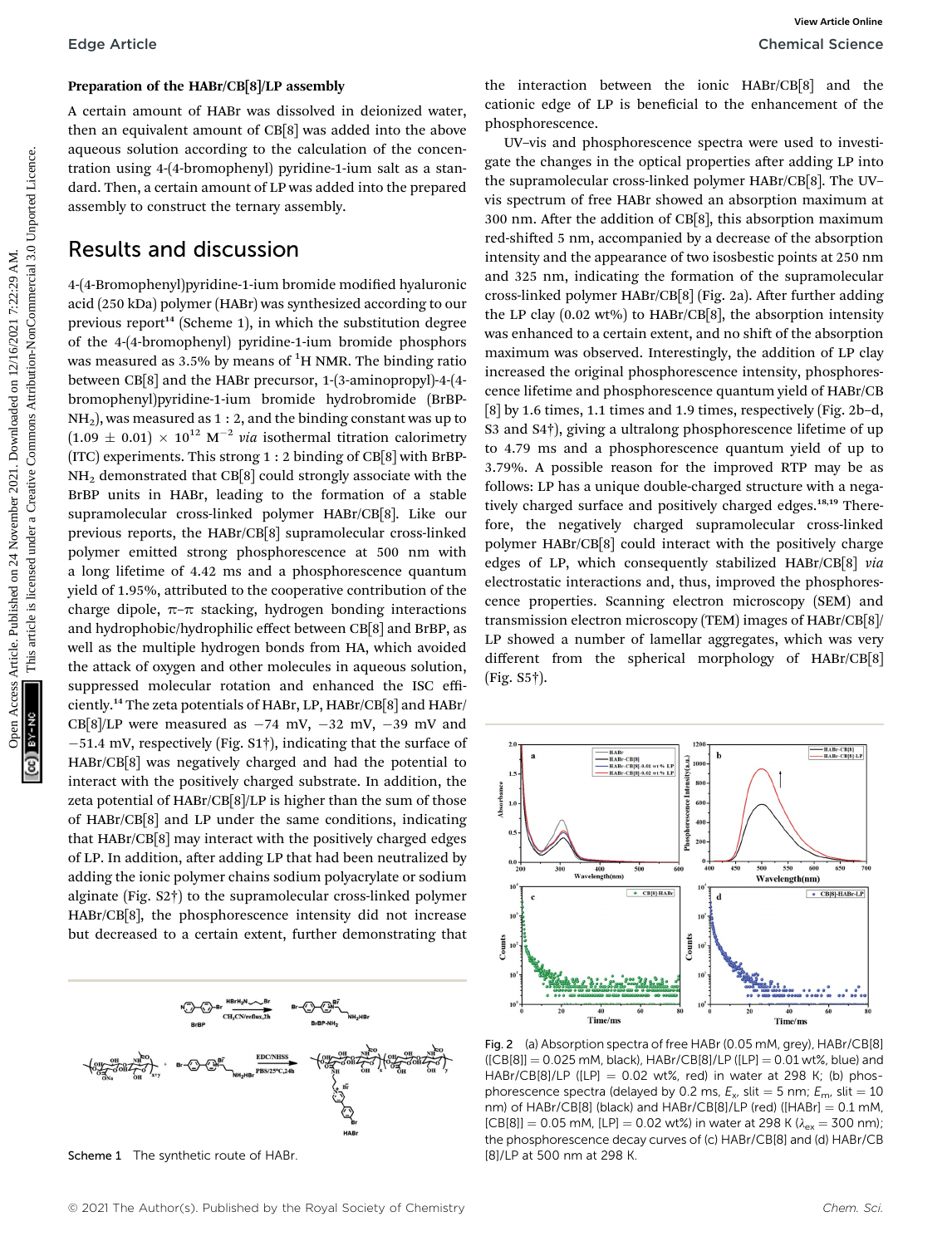### Preparation of the HABr/CB[8]/LP assembly

A certain amount of HABr was dissolved in deionized water, then an equivalent amount of CB[8] was added into the above aqueous solution according to the calculation of the concentration using 4-(4-bromophenyl) pyridine-1-ium salt as a standard. Then, a certain amount of LP was added into the prepared assembly to construct the ternary assembly.

## Results and discussion

4-(4-Bromophenyl)pyridine-1-ium bromide modified hyaluronic acid (250 kDa) polymer (HABr) was synthesized according to our previous report[14] (Scheme 1), in which the substitution degree of the 4-(4-bromophenyl) pyridine-1-ium bromide phosphors was measured as 3.5% by means of $^1$H NMR. The binding ratio between CB[8] and the HABr precursor, 1-(3-aminopropyl)-4-(4-bromophenyl)pyridine-1-ium bromide hydrobromide (BrBP-$NH_2$), was measured as 1 : 2, and the binding constant was up to $(1.09 \pm 0.01) \times 10^{12}$ $M^{-2}$ *via* isothermal titration calorimetry (ITC) experiments. This strong 1 : 2 binding of CB[8] with BrBP-$NH_2$ demonstrated that CB[8] could strongly associate with the BrBP units in HABr, leading to the formation of a stable supramolecular cross-linked polymer HABr/CB[8]. Like our previous reports, the HABr/CB[8] supramolecular cross-linked polymer emitted strong phosphorescence at 500 nm with a long lifetime of 4.42 ms and a phosphorescence quantum yield of 1.95%, attributed to the cooperative contribution of the charge dipole, π–π stacking, hydrogen bonding interactions and hydrophobic/hydrophilic effect between CB[8] and BrBP, as well as the multiple hydrogen bonds from HA, which avoided the attack of oxygen and other molecules in aqueous solution, suppressed molecular rotation and enhanced the ISC efficiently.[14] The zeta potentials of HABr, LP, HABr/CB[8] and HABr/CB[8]/LP were measured as −74 mV, −32 mV, −39 mV and −51.4 mV, respectively (Fig. S1†), indicating that the surface of HABr/CB[8] was negatively charged and had the potential to interact with the positively charged substrate. In addition, the zeta potential of HABr/CB[8]/LP is higher than the sum of those of HABr/CB[8] and LP under the same conditions, indicating that HABr/CB[8] may interact with the positively charged edges of LP. In addition, after adding LP that had been neutralized by adding the ionic polymer chains sodium polyacrylate or sodium alginate (Fig. S2†) to the supramolecular cross-linked polymer HABr/CB[8], the phosphorescence intensity did not increase but decreased to a certain extent, further demonstrating that the interaction between the ionic HABr/CB[8] and the cationic edge of LP is beneficial to the enhancement of the phosphorescence.

UV–vis and phosphorescence spectra were used to investigate the changes in the optical properties after adding LP into the supramolecular cross-linked polymer HABr/CB[8]. The UV–vis spectrum of free HABr showed an absorption maximum at 300 nm. After the addition of CB[8], this absorption maximum red-shifted 5 nm, accompanied by a decrease of the absorption intensity and the appearance of two isosbestic points at 250 nm and 325 nm, indicating the formation of the supramolecular cross-linked polymer HABr/CB[8] (Fig. 2a). After further adding the LP clay (0.02 wt%) to HABr/CB[8], the absorption intensity was enhanced to a certain extent, and no shift of the absorption maximum was observed. Interestingly, the addition of LP clay increased the original phosphorescence intensity, phosphorescence lifetime and phosphorescence quantum yield of HABr/CB[8] by 1.6 times, 1.1 times and 1.9 times, respectively (Fig. 2b–d, S3 and S4†), giving a ultralong phosphorescence lifetime of up to 4.79 ms and a phosphorescence quantum yield of up to 3.79%. A possible reason for the improved RTP may be as follows: LP has a unique double-charged structure with a negatively charged surface and positively charged edges.[18,19] Therefore, the negatively charged supramolecular cross-linked polymer HABr/CB[8] could interact with the positively charge edges of LP, which consequently stabilized HABr/CB[8] *via* electrostatic interactions and, thus, improved the phosphorescence properties. Scanning electron microscopy (SEM) and transmission electron microscopy (TEM) images of HABr/CB[8]/LP showed a number of lamellar aggregates, which was very different from the spherical morphology of HABr/CB[8] (Fig. S5†).

Fig. 2 (a) Absorption spectra of free HABr (0.05 mM, grey), HABr/CB[8] ([CB[8]] = 0.025 mM, black), HABr/CB[8]/LP ([LP] = 0.01 wt%, blue) and HABr/CB[8]/LP ([LP] = 0.02 wt%, red) in water at 298 K; (b) phosphorescence spectra (delayed by 0.2 ms, $E_x$, slit = 5 nm; $E_m$, slit = 10 nm) of HABr/CB[8] (black) and HABr/CB[8]/LP (red) ([HABr] = 0.1 mM, [CB[8]] = 0.05 mM, [LP] = 0.02 wt%) in water at 298 K ($\lambda_{ex}$ = 300 nm); the phosphorescence decay curves of (c) HABr/CB[8] and (d) HABr/CB[8]/LP at 500 nm at 298 K.

Scheme 1 The synthetic route of HABr.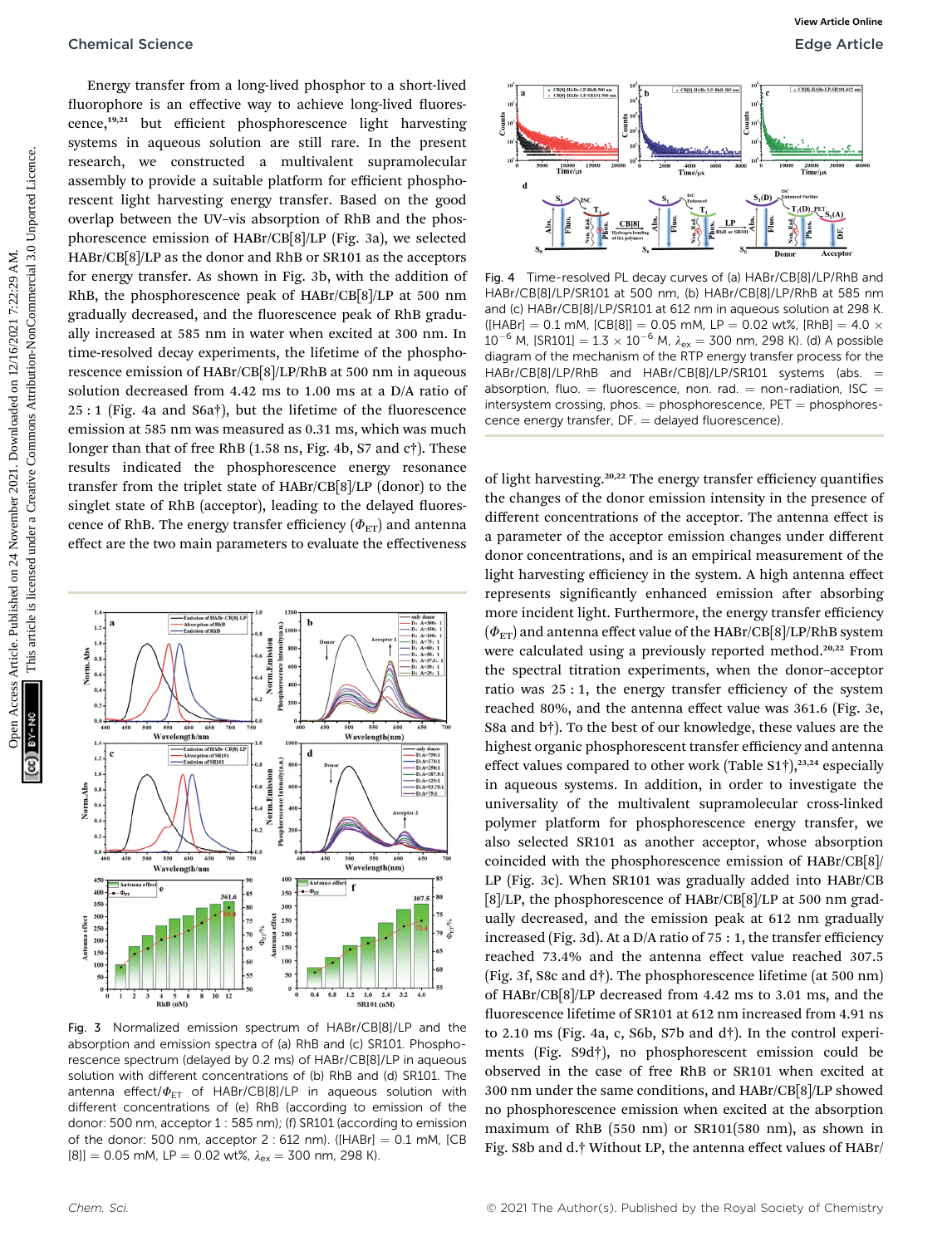Energy transfer from a long-lived phosphor to a short-lived fluorophore is an effective way to achieve long-lived fluorescence,[19,21] but efficient phosphorescence light harvesting systems in aqueous solution are still rare. In the present research, we constructed a multivalent supramolecular assembly to provide a suitable platform for efficient phosphorescent light harvesting energy transfer. Based on the good overlap between the UV–vis absorption of RhB and the phosphorescence emission of HABr/CB[8]/LP (Fig. 3a), we selected HABr/CB[8]/LP as the donor and RhB or SR101 as the acceptors for energy transfer. As shown in Fig. 3b, with the addition of RhB, the phosphorescence peak of HABr/CB[8]/LP at 500 nm gradually decreased, and the fluorescence peak of RhB gradually increased at 585 nm in water when excited at 300 nm. In time-resolved decay experiments, the lifetime of the phosphorescence emission of HABr/CB[8]/LP/RhB at 500 nm in aqueous solution decreased from 4.42 ms to 1.00 ms at a D/A ratio of 25 : 1 (Fig. 4a and S6a†), but the lifetime of the fluorescence emission at 585 nm was measured as 0.31 ms, which was much longer than that of free RhB (1.58 ns, Fig. 4b, S7 and c†). These results indicated the phosphorescence energy resonance transfer from the triplet state of HABr/CB[8]/LP (donor) to the singlet state of RhB (acceptor), leading to the delayed fluorescence of RhB. The energy transfer efficiency ($\Phi_{ET}$) and antenna effect are the two main parameters to evaluate the effectiveness of light harvesting.[20,22] The energy transfer efficiency quantifies the changes of the donor emission intensity in the presence of different concentrations of the acceptor. The antenna effect is a parameter of the acceptor emission changes under different donor concentrations, and is an empirical measurement of the light harvesting efficiency in the system. A high antenna effect represents significantly enhanced emission after absorbing more incident light. Furthermore, the energy transfer efficiency ($\Phi_{ET}$) and antenna effect value of the HABr/CB[8]/LP/RhB system were calculated using a previously reported method.[20,22] From the spectral titration experiments, when the donor–acceptor ratio was 25 : 1, the energy transfer efficiency of the system reached 80%, and the antenna effect value was 361.6 (Fig. 3e, S8a and b†). To the best of our knowledge, these values are the highest organic phosphorescent transfer efficiency and antenna effect values compared to other work (Table S1†),[23,24] especially in aqueous systems. In addition, in order to investigate the universality of the multivalent supramolecular cross-linked polymer platform for phosphorescence energy transfer, we also selected SR101 as another acceptor, whose absorption coincided with the phosphorescence emission of HABr/CB[8]/LP (Fig. 3c). When SR101 was gradually added into HABr/CB[8]/LP, the phosphorescence of HABr/CB[8]/LP at 500 nm gradually decreased, and the emission peak at 612 nm gradually increased (Fig. 3d). At a D/A ratio of 75 : 1, the transfer efficiency reached 73.4% and the antenna effect value reached 307.5 (Fig. 3f, S8c and d†). The phosphorescence lifetime (at 500 nm) of HABr/CB[8]/LP decreased from 4.42 ms to 3.01 ms, and the fluorescence lifetime of SR101 at 612 nm increased from 4.91 ns to 2.10 ms (Fig. 4a, c, S6b, S7b and d†). In the control experiments (Fig. S9d†), no phosphorescent emission could be observed in the case of free RhB or SR101 when excited at 300 nm under the same conditions, and HABr/CB[8]/LP showed no phosphorescence emission when excited at the absorption maximum of RhB (550 nm) or SR101(580 nm), as shown in Fig. S8b and d.† Without LP, the antenna effect values of HABr/

Fig. 3 Normalized emission spectrum of HABr/CB[8]/LP and the absorption and emission spectra of (a) RhB and (c) SR101. Phosphorescence spectrum (delayed by 0.2 ms) of HABr/CB[8]/LP in aqueous solution with different concentrations of (b) RhB and (d) SR101. The antenna effect/$\Phi_{ET}$ of HABr/CB[8]/LP in aqueous solution with different concentrations of (e) RhB (according to emission of the donor: 500 nm, acceptor 1 : 585 nm); (f) SR101 (according to emission of the donor: 500 nm, acceptor 2 : 612 nm). ([HABr] = 0.1 mM, [CB[8]] = 0.05 mM, LP = 0.02 wt%, $\lambda_{ex}$ = 300 nm, 298 K).

Fig. 4 Time-resolved PL decay curves of (a) HABr/CB[8]/LP/RhB and HABr/CB[8]/LP/SR101 at 500 nm, (b) HABr/CB[8]/LP/RhB at 585 nm and (c) HABr/CB[8]/LP/SR101 at 612 nm in aqueous solution at 298 K. ([HABr] = 0.1 mM, [CB[8]] = 0.05 mM, LP = 0.02 wt%, [RhB] = 4.0 × $10^{-6}$ M, [SR101] = 1.3 × $10^{-6}$ M, $\lambda_{ex}$ = 300 nm, 298 K). (d) A possible diagram of the mechanism of the RTP energy transfer process for the HABr/CB[8]/LP/RhB and HABr/CB[8]/LP/SR101 systems (abs. = absorption, fluo. = fluorescence, non. rad. = non-radiation, ISC = intersystem crossing, phos. = phosphorescence, PET = phosphorescence energy transfer, DF. = delayed fluorescence).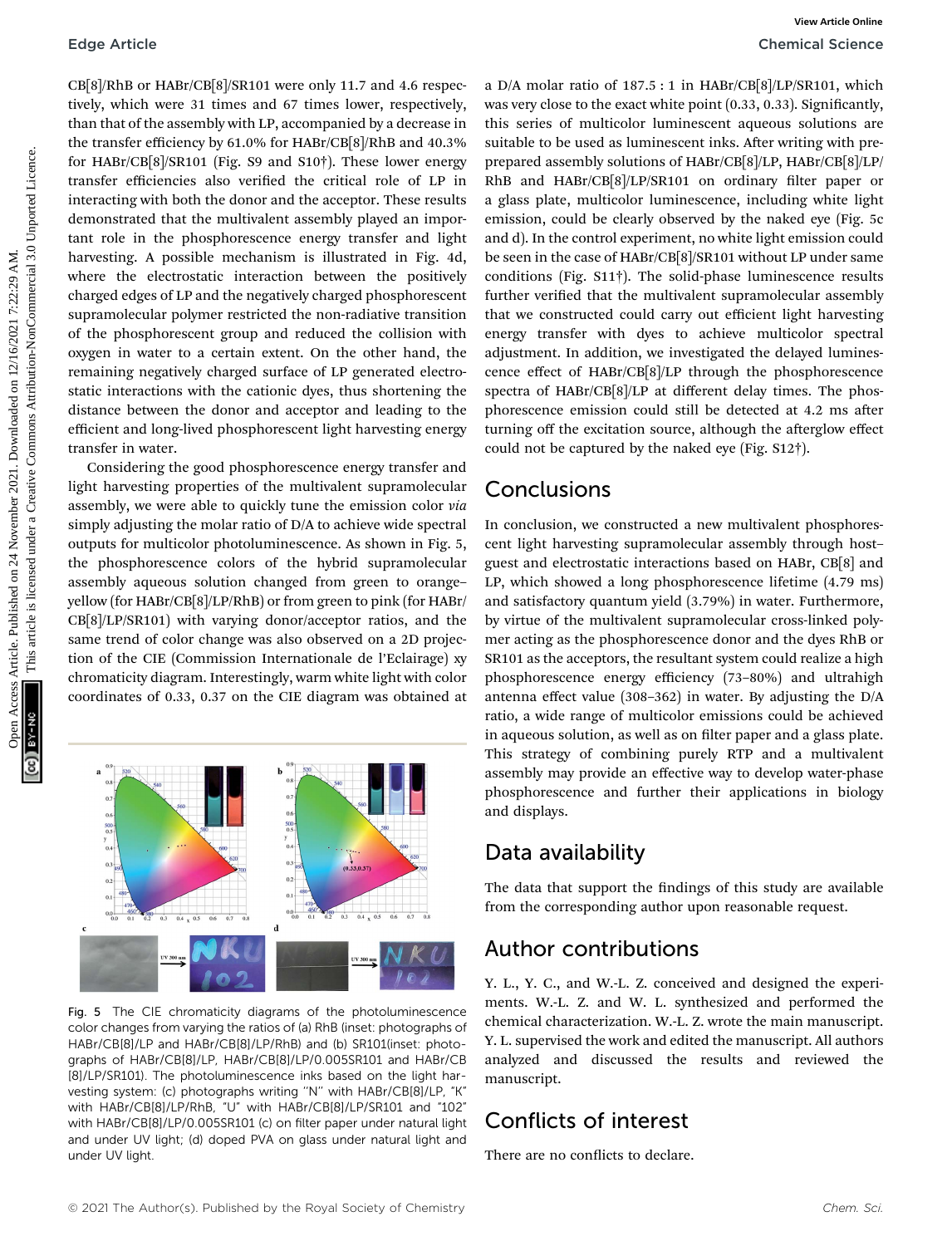CB[8]/RhB or HABr/CB[8]/SR101 were only 11.7 and 4.6 respectively, which were 31 times and 67 times lower, respectively, than that of the assembly with LP, accompanied by a decrease in the transfer efficiency by 61.0% for HABr/CB[8]/RhB and 40.3% for HABr/CB[8]/SR101 (Fig. S9 and S10†). These lower energy transfer efficiencies also verified the critical role of LP in interacting with both the donor and the acceptor. These results demonstrated that the multivalent assembly played an important role in the phosphorescence energy transfer and light harvesting. A possible mechanism is illustrated in Fig. 4d, where the electrostatic interaction between the positively charged edges of LP and the negatively charged phosphorescent supramolecular polymer restricted the non-radiative transition of the phosphorescent group and reduced the collision with oxygen in water to a certain extent. On the other hand, the remaining negatively charged surface of LP generated electrostatic interactions with the cationic dyes, thus shortening the distance between the donor and acceptor and leading to the efficient and long-lived phosphorescent light harvesting energy transfer in water.

Considering the good phosphorescence energy transfer and light harvesting properties of the multivalent supramolecular assembly, we were able to quickly tune the emission color *via* simply adjusting the molar ratio of D/A to achieve wide spectral outputs for multicolor photoluminescence. As shown in Fig. 5, the phosphorescence colors of the hybrid supramolecular assembly aqueous solution changed from green to orange–yellow (for HABr/CB[8]/LP/RhB) or from green to pink (for HABr/CB[8]/LP/SR101) with varying donor/acceptor ratios, and the same trend of color change was also observed on a 2D projection of the CIE (Commission Internationale de l'Eclairage) xy chromaticity diagram. Interestingly, warm white light with color coordinates of 0.33, 0.37 on the CIE diagram was obtained at a D/A molar ratio of 187.5 : 1 in HABr/CB[8]/LP/SR101, which was very close to the exact white point (0.33, 0.33). Significantly, this series of multicolor luminescent aqueous solutions are suitable to be used as luminescent inks. After writing with pre-prepared assembly solutions of HABr/CB[8]/LP, HABr/CB[8]/LP/RhB and HABr/CB[8]/LP/SR101 on ordinary filter paper or a glass plate, multicolor luminescence, including white light emission, could be clearly observed by the naked eye (Fig. 5c and d). In the control experiment, no white light emission could be seen in the case of HABr/CB[8]/SR101 without LP under same conditions (Fig. S11†). The solid-phase luminescence results further verified that the multivalent supramolecular assembly that we constructed could carry out efficient light harvesting energy transfer with dyes to achieve multicolor spectral adjustment. In addition, we investigated the delayed luminescence effect of HABr/CB[8]/LP through the phosphorescence spectra of HABr/CB[8]/LP at different delay times. The phosphorescence emission could still be detected at 4.2 ms after turning off the excitation source, although the afterglow effect could not be captured by the naked eye (Fig. S12†).

Fig. 5 The CIE chromaticity diagrams of the photoluminescence color changes from varying the ratios of (a) RhB (inset: photographs of HABr/CB[8]/LP and HABr/CB[8]/LP/RhB) and (b) SR101(inset: photographs of HABr/CB[8]/LP, HABr/CB[8]/LP/0.005SR101 and HABr/CB[8]/LP/SR101). The photoluminescence inks based on the light harvesting system: (c) photographs writing "N" with HABr/CB[8]/LP, "K" with HABr/CB[8]/LP/RhB, "U" with HABr/CB[8]/LP/SR101 and "102" with HABr/CB[8]/LP/0.005SR101 (c) on filter paper under natural light and under UV light; (d) doped PVA on glass under natural light and under UV light.

## Conclusions

In conclusion, we constructed a new multivalent phosphorescent light harvesting supramolecular assembly through host–guest and electrostatic interactions based on HABr, CB[8] and LP, which showed a long phosphorescence lifetime (4.79 ms) and satisfactory quantum yield (3.79%) in water. Furthermore, by virtue of the multivalent supramolecular cross-linked polymer acting as the phosphorescence donor and the dyes RhB or SR101 as the acceptors, the resultant system could realize a high phosphorescence energy efficiency (73–80%) and ultrahigh antenna effect value (308–362) in water. By adjusting the D/A ratio, a wide range of multicolor emissions could be achieved in aqueous solution, as well as on filter paper and a glass plate. This strategy of combining purely RTP and a multivalent assembly may provide an effective way to develop water-phase phosphorescence and further their applications in biology and displays.

## Data availability

The data that support the findings of this study are available from the corresponding author upon reasonable request.

## Author contributions

Y. L., Y. C., and W.-L. Z. conceived and designed the experiments. W.-L. Z. and W. L. synthesized and performed the chemical characterization. W.-L. Z. wrote the main manuscript. Y. L. supervised the work and edited the manuscript. All authors analyzed and discussed the results and reviewed the manuscript.

## Conflicts of interest

There are no conflicts to declare.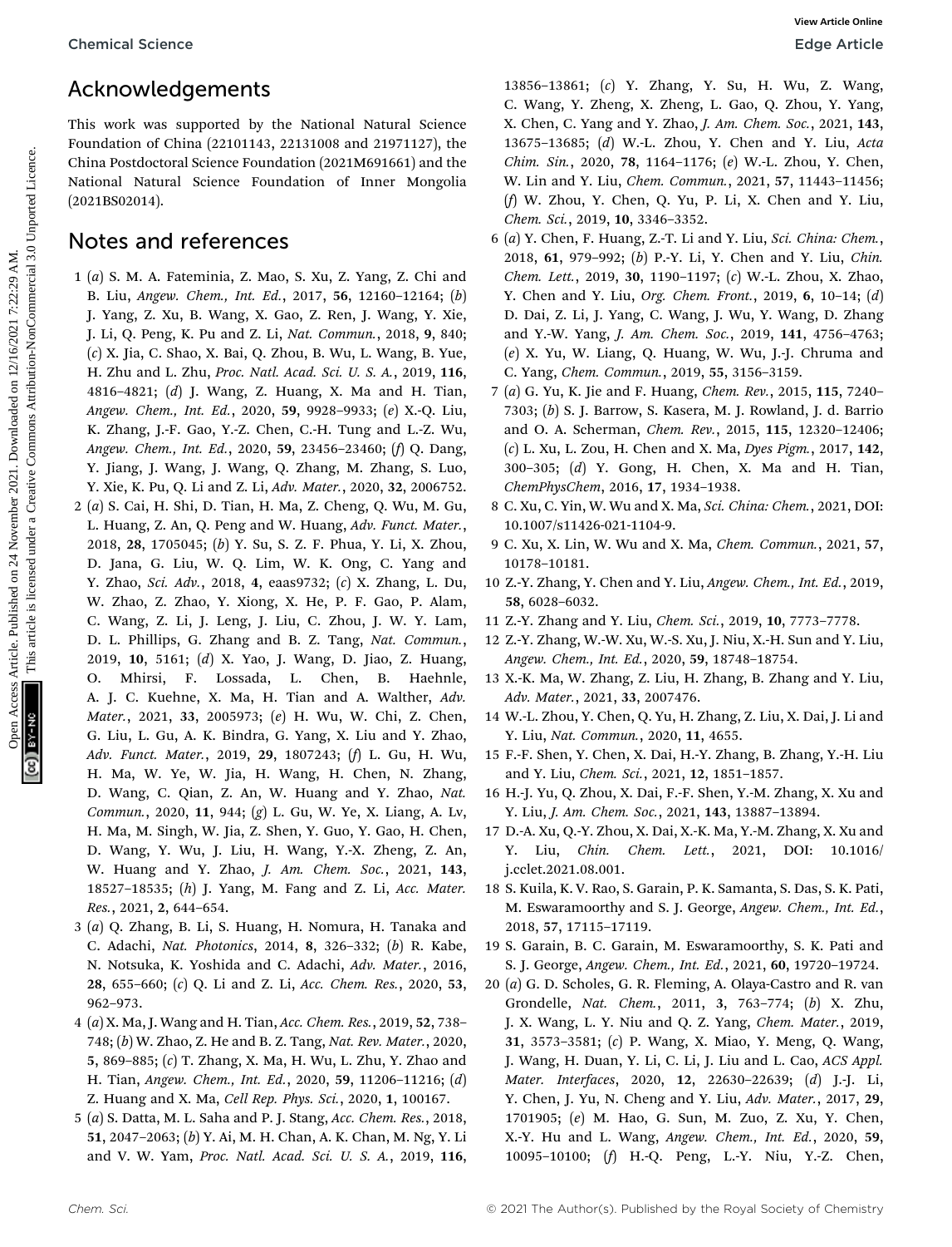## Acknowledgements

This work was supported by the National Natural Science Foundation of China (22101143, 22131008 and 21971127), the China Postdoctoral Science Foundation (2021M691661) and the National Natural Science Foundation of Inner Mongolia (2021BS02014).

## Notes and references

1 (*a*) S. M. A. Fateminia, Z. Mao, S. Xu, Z. Yang, Z. Chi and B. Liu, *Angew. Chem., Int. Ed.*, 2017, **56**, 12160–12164; (*b*) J. Yang, Z. Xu, B. Wang, X. Gao, Z. Ren, J. Wang, Y. Xie, J. Li, Q. Peng, K. Pu and Z. Li, *Nat. Commun.*, 2018, **9**, 840; (*c*) X. Jia, C. Shao, X. Bai, Q. Zhou, B. Wu, L. Wang, B. Yue, H. Zhu and L. Zhu, *Proc. Natl. Acad. Sci. U. S. A.*, 2019, **116**, 4816–4821; (*d*) J. Wang, Z. Huang, X. Ma and H. Tian, *Angew. Chem., Int. Ed.*, 2020, **59**, 9928–9933; (*e*) X.-Q. Liu, K. Zhang, J.-F. Gao, Y.-Z. Chen, C.-H. Tung and L.-Z. Wu, *Angew. Chem., Int. Ed.*, 2020, **59**, 23456–23460; (*f*) Q. Dang, Y. Jiang, J. Wang, J. Wang, Q. Zhang, M. Zhang, S. Luo, Y. Xie, K. Pu, Q. Li and Z. Li, *Adv. Mater.*, 2020, **32**, 2006752.

2 (*a*) S. Cai, H. Shi, D. Tian, H. Ma, Z. Cheng, Q. Wu, M. Gu, L. Huang, Z. An, Q. Peng and W. Huang, *Adv. Funct. Mater.*, 2018, **28**, 1705045; (*b*) Y. Su, S. Z. F. Phua, Y. Li, X. Zhou, D. Jana, G. Liu, W. Q. Lim, W. K. Ong, C. Yang and Y. Zhao, *Sci. Adv.*, 2018, **4**, eaas9732; (*c*) X. Zhang, L. Du, W. Zhao, Z. Zhao, Y. Xiong, X. He, P. F. Gao, P. Alam, C. Wang, Z. Li, J. Leng, J. Liu, C. Zhou, J. W. Y. Lam, D. L. Phillips, G. Zhang and B. Z. Tang, *Nat. Commun.*, 2019, **10**, 5161; (*d*) X. Yao, J. Wang, D. Jiao, Z. Huang, O. Mhirsi, F. Lossada, L. Chen, B. Haehnle, A. J. C. Kuehne, X. Ma, H. Tian and A. Walther, *Adv. Mater.*, 2021, **33**, 2005973; (*e*) H. Wu, W. Chi, Z. Chen, G. Liu, L. Gu, A. K. Bindra, G. Yang, X. Liu and Y. Zhao, *Adv. Funct. Mater.*, 2019, **29**, 1807243; (*f*) L. Gu, H. Wu, H. Ma, W. Ye, W. Jia, H. Wang, H. Chen, N. Zhang, D. Wang, C. Qian, Z. An, W. Huang and Y. Zhao, *Nat. Commun.*, 2020, **11**, 944; (*g*) L. Gu, W. Ye, X. Liang, A. Lv, H. Ma, M. Singh, W. Jia, Z. Shen, Y. Guo, Y. Gao, H. Chen, D. Wang, Y. Wu, J. Liu, H. Wang, Y.-X. Zheng, Z. An, W. Huang and Y. Zhao, *J. Am. Chem. Soc.*, 2021, **143**, 18527–18535; (*h*) J. Yang, M. Fang and Z. Li, *Acc. Mater. Res.*, 2021, **2**, 644–654.

3 (*a*) Q. Zhang, B. Li, S. Huang, H. Nomura, H. Tanaka and C. Adachi, *Nat. Photonics*, 2014, **8**, 326–332; (*b*) R. Kabe, N. Notsuka, K. Yoshida and C. Adachi, *Adv. Mater.*, 2016, **28**, 655–660; (*c*) Q. Li and Z. Li, *Acc. Chem. Res.*, 2020, **53**, 962–973.

4 (*a*) X. Ma, J. Wang and H. Tian, *Acc. Chem. Res.*, 2019, **52**, 738–748; (*b*) W. Zhao, Z. He and B. Z. Tang, *Nat. Rev. Mater.*, 2020, **5**, 869–885; (*c*) T. Zhang, X. Ma, H. Wu, L. Zhu, Y. Zhao and H. Tian, *Angew. Chem., Int. Ed.*, 2020, **59**, 11206–11216; (*d*) Z. Huang and X. Ma, *Cell Rep. Phys. Sci.*, 2020, **1**, 100167.

5 (*a*) S. Datta, M. L. Saha and P. J. Stang, *Acc. Chem. Res.*, 2018, **51**, 2047–2063; (*b*) Y. Ai, M. H. Chan, A. K. Chan, M. Ng, Y. Li and V. W. Yam, *Proc. Natl. Acad. Sci. U. S. A.*, 2019, **116**, 13856–13861; (*c*) Y. Zhang, Y. Su, H. Wu, Z. Wang, C. Wang, Y. Zheng, X. Zheng, L. Gao, Q. Zhou, Y. Yang, X. Chen, C. Yang and Y. Zhao, *J. Am. Chem. Soc.*, 2021, **143**, 13675–13685; (*d*) W.-L. Zhou, Y. Chen and Y. Liu, *Acta Chim. Sin.*, 2020, **78**, 1164–1176; (*e*) W.-L. Zhou, Y. Chen, W. Lin and Y. Liu, *Chem. Commun.*, 2021, **57**, 11443–11456; (*f*) W. Zhou, Y. Chen, Q. Yu, P. Li, X. Chen and Y. Liu, *Chem. Sci.*, 2019, **10**, 3346–3352.

6 (*a*) Y. Chen, F. Huang, Z.-T. Li and Y. Liu, *Sci. China: Chem.*, 2018, **61**, 979–992; (*b*) P.-Y. Li, Y. Chen and Y. Liu, *Chin. Chem. Lett.*, 2019, **30**, 1190–1197; (*c*) W.-L. Zhou, X. Zhao, Y. Chen and Y. Liu, *Org. Chem. Front.*, 2019, **6**, 10–14; (*d*) D. Dai, Z. Li, J. Yang, C. Wang, J. Wu, Y. Wang, D. Zhang and Y.-W. Yang, *J. Am. Chem. Soc.*, 2019, **141**, 4756–4763; (*e*) X. Yu, W. Liang, Q. Huang, W. Wu, J.-J. Chruma and C. Yang, *Chem. Commun.*, 2019, **55**, 3156–3159.

7 (*a*) G. Yu, K. Jie and F. Huang, *Chem. Rev.*, 2015, **115**, 7240–7303; (*b*) S. J. Barrow, S. Kasera, M. J. Rowland, J. d. Barrio and O. A. Scherman, *Chem. Rev.*, 2015, **115**, 12320–12406; (*c*) L. Xu, L. Zou, H. Chen and X. Ma, *Dyes Pigm.*, 2017, **142**, 300–305; (*d*) Y. Gong, H. Chen, X. Ma and H. Tian, *ChemPhysChem*, 2016, **17**, 1934–1938.

8 C. Xu, C. Yin, W. Wu and X. Ma, *Sci. China: Chem.*, 2021, DOI: 10.1007/s11426-021-1104-9.

9 C. Xu, X. Lin, W. Wu and X. Ma, *Chem. Commun.*, 2021, **57**, 10178–10181.

10 Z.-Y. Zhang, Y. Chen and Y. Liu, *Angew. Chem., Int. Ed.*, 2019, **58**, 6028–6032.

11 Z.-Y. Zhang and Y. Liu, *Chem. Sci.*, 2019, **10**, 7773–7778.

12 Z.-Y. Zhang, W.-W. Xu, W.-S. Xu, J. Niu, X.-H. Sun and Y. Liu, *Angew. Chem., Int. Ed.*, 2020, **59**, 18748–18754.

13 X.-K. Ma, W. Zhang, Z. Liu, H. Zhang, B. Zhang and Y. Liu, *Adv. Mater.*, 2021, **33**, 2007476.

14 W.-L. Zhou, Y. Chen, Q. Yu, H. Zhang, Z. Liu, X. Dai, J. Li and Y. Liu, *Nat. Commun.*, 2020, **11**, 4655.

15 F.-F. Shen, Y. Chen, X. Dai, H.-Y. Zhang, B. Zhang, Y.-H. Liu and Y. Liu, *Chem. Sci.*, 2021, **12**, 1851–1857.

16 H.-J. Yu, Q. Zhou, X. Dai, F.-F. Shen, Y.-M. Zhang, X. Xu and Y. Liu, *J. Am. Chem. Soc.*, 2021, **143**, 13887–13894.

17 D.-A. Xu, Q.-Y. Zhou, X. Dai, X.-K. Ma, Y.-M. Zhang, X. Xu and Y. Liu, *Chin. Chem. Lett.*, 2021, DOI: 10.1016/j.cclet.2021.08.001.

18 S. Kuila, K. V. Rao, S. Garain, P. K. Samanta, S. Das, S. K. Pati, M. Eswaramoorthy and S. J. George, *Angew. Chem., Int. Ed.*, 2018, **57**, 17115–17119.

19 S. Garain, B. C. Garain, M. Eswaramoorthy, S. K. Pati and S. J. George, *Angew. Chem., Int. Ed.*, 2021, **60**, 19720–19724.

20 (*a*) G. D. Scholes, G. R. Fleming, A. Olaya-Castro and R. van Grondelle, *Nat. Chem.*, 2011, **3**, 763–774; (*b*) X. Zhu, J. X. Wang, L. Y. Niu and Q. Z. Yang, *Chem. Mater.*, 2019, **31**, 3573–3581; (*c*) P. Wang, X. Miao, Y. Meng, Q. Wang, J. Wang, H. Duan, Y. Li, C. Li, J. Liu and L. Cao, *ACS Appl. Mater. Interfaces*, 2020, **12**, 22630–22639; (*d*) J.-J. Li, Y. Chen, J. Yu, N. Cheng and Y. Liu, *Adv. Mater.*, 2017, **29**, 1701905; (*e*) M. Hao, G. Sun, M. Zuo, Z. Xu, Y. Chen, X.-Y. Hu and L. Wang, *Angew. Chem., Int. Ed.*, 2020, **59**, 10095–10100; (*f*) H.-Q. Peng, L.-Y. Niu, Y.-Z. Chen,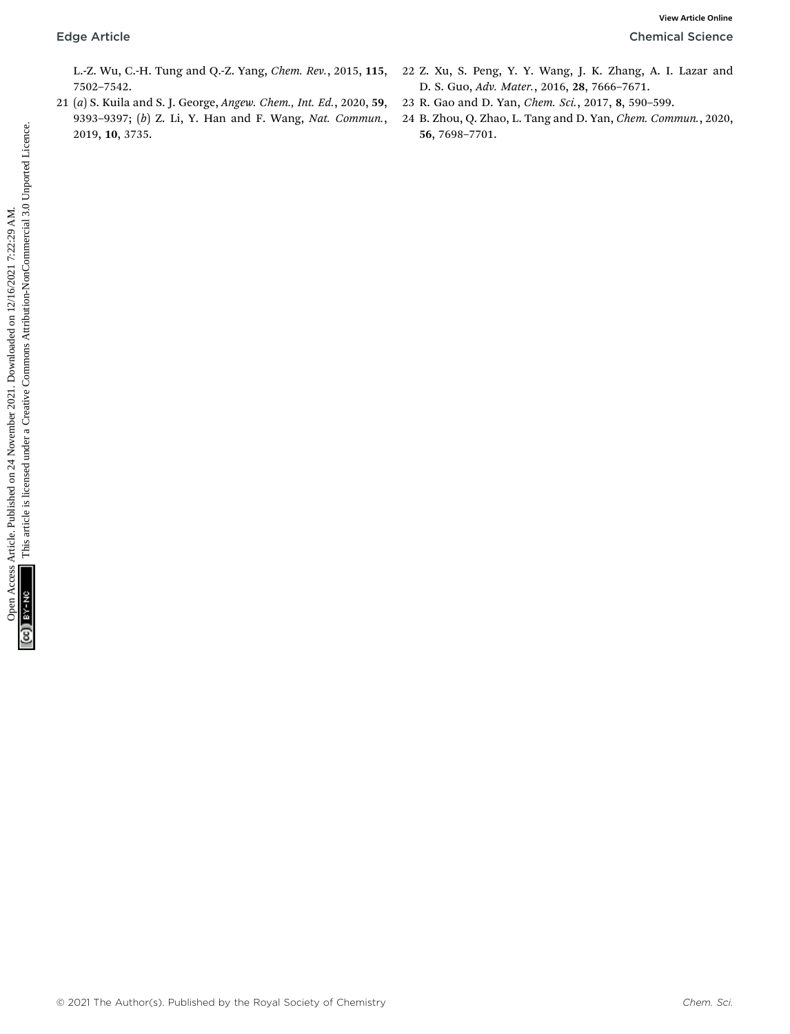L.-Z. Wu, C.-H. Tung and Q.-Z. Yang, *Chem. Rev.*, 2015, **115**, 7502–7542.

21 (*a*) S. Kuila and S. J. George, *Angew. Chem., Int. Ed.*, 2020, **59**, 9393–9397; (*b*) Z. Li, Y. Han and F. Wang, *Nat. Commun.*, 2019, **10**, 3735.

22 Z. Xu, S. Peng, Y. Y. Wang, J. K. Zhang, A. I. Lazar and D. S. Guo, *Adv. Mater.*, 2016, **28**, 7666–7671.

23 R. Gao and D. Yan, *Chem. Sci.*, 2017, **8**, 590–599.

24 B. Zhou, Q. Zhao, L. Tang and D. Yan, *Chem. Commun.*, 2020, **56**, 7698–7701.